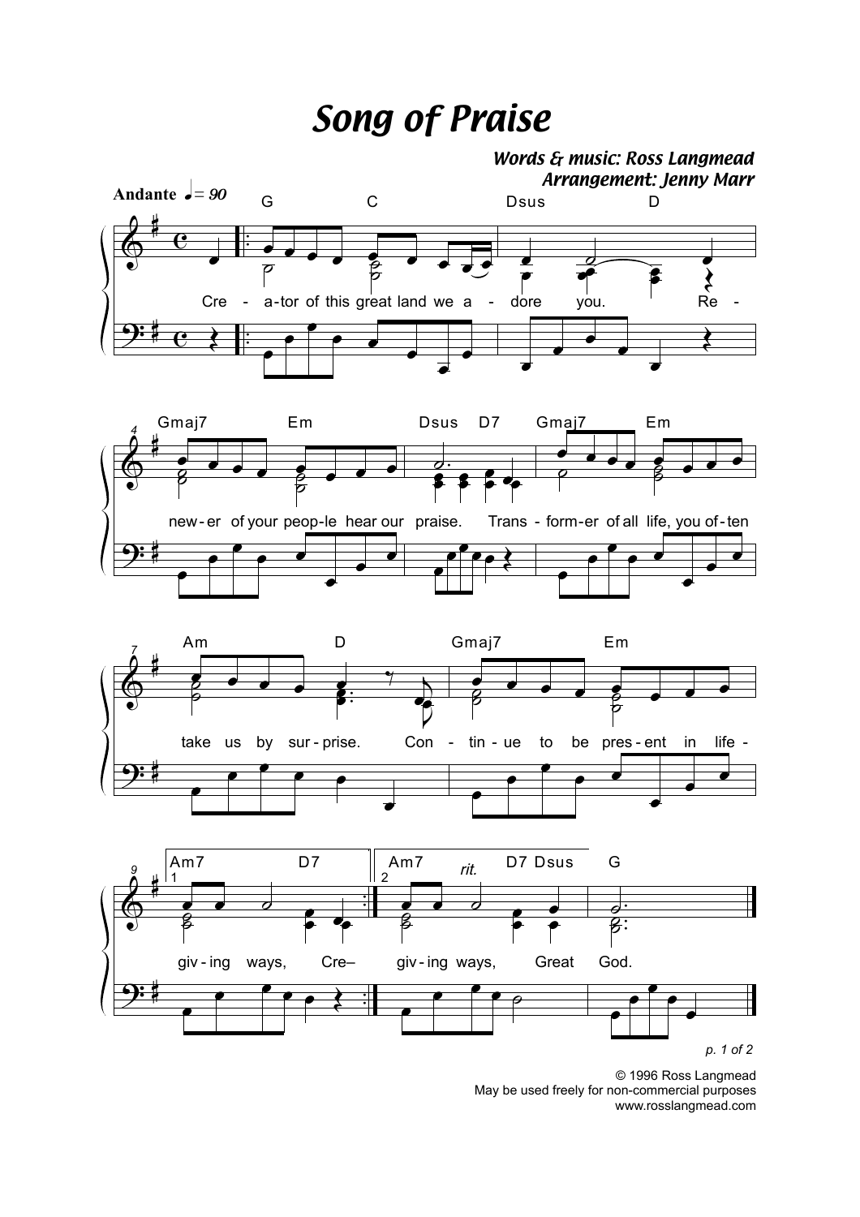# Song of Praise

*Words & music: Ross Langmead*
*Arrangement: Jenny Marr*

**Andante** ♩ = 90

Cre - a-tor of this great land we a - dore you. Re - new-er of your peop-le hear our praise. Trans - form-er of all life, you of-ten take us by sur-prise. Con - tin - ue to be pres-ent in life - giv - ing ways, Cre– giv - ing ways, Great God.

© 1996 Ross Langmead
May be used freely for non-commercial purposes
www.rosslangmead.com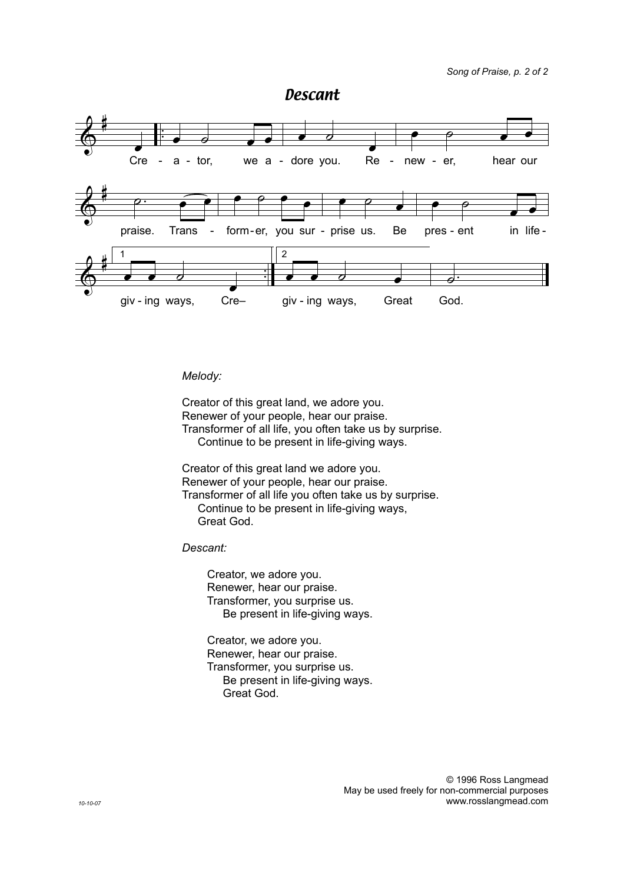# Descant

*Melody:*

Creator of this great land, we adore you.
Renewer of your people, hear our praise.
Transformer of all life, you often take us by surprise.
    Continue to be present in life-giving ways.

Creator of this great land we adore you.
Renewer of your people, hear our praise.
Transformer of all life you often take us by surprise.
    Continue to be present in life-giving ways,
    Great God.

*Descant:*

Creator, we adore you.
Renewer, hear our praise.
Transformer, you surprise us.
    Be present in life-giving ways.

Creator, we adore you.
Renewer, hear our praise.
Transformer, you surprise us.
    Be present in life-giving ways.
    Great God.

© 1996 Ross Langmead
May be used freely for non-commercial purposes
www.rosslangmead.com